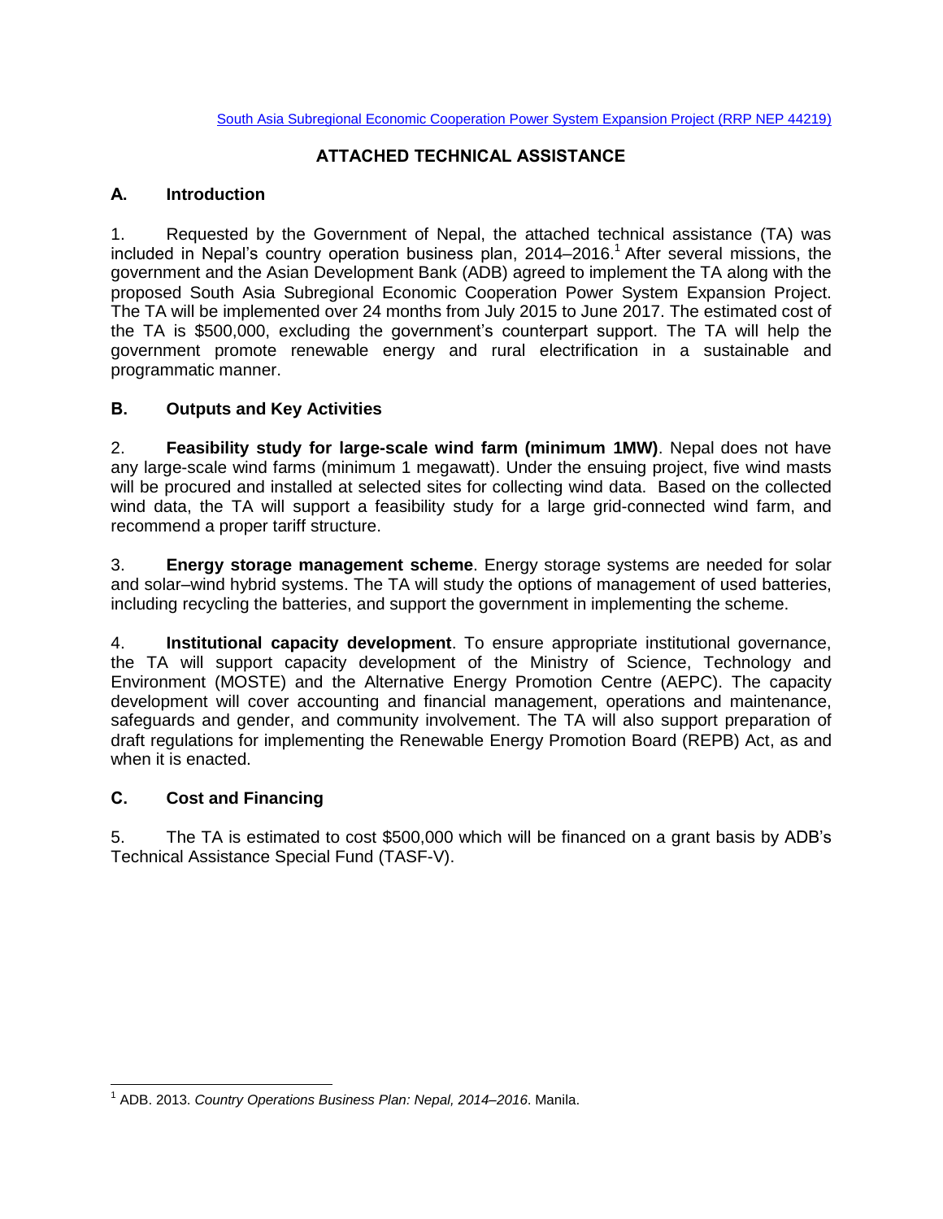South Asia Subregional Economic Cooperation Power System Expansion Project (RRP NEP 44219)

# ATTACHED TECHNICAL ASSISTANCE

## A. Introduction

1. Requested by the Government of Nepal, the attached technical assistance (TA) was included in Nepal's country operation business plan, 2014–2016.[1] After several missions, the government and the Asian Development Bank (ADB) agreed to implement the TA along with the proposed South Asia Subregional Economic Cooperation Power System Expansion Project. The TA will be implemented over 24 months from July 2015 to June 2017. The estimated cost of the TA is $500,000, excluding the government's counterpart support. The TA will help the government promote renewable energy and rural electrification in a sustainable and programmatic manner.

## B. Outputs and Key Activities

2. **Feasibility study for large-scale wind farm (minimum 1MW)**. Nepal does not have any large-scale wind farms (minimum 1 megawatt). Under the ensuing project, five wind masts will be procured and installed at selected sites for collecting wind data. Based on the collected wind data, the TA will support a feasibility study for a large grid-connected wind farm, and recommend a proper tariff structure.

3. **Energy storage management scheme**. Energy storage systems are needed for solar and solar–wind hybrid systems. The TA will study the options of management of used batteries, including recycling the batteries, and support the government in implementing the scheme.

4. **Institutional capacity development**. To ensure appropriate institutional governance, the TA will support capacity development of the Ministry of Science, Technology and Environment (MOSTE) and the Alternative Energy Promotion Centre (AEPC). The capacity development will cover accounting and financial management, operations and maintenance, safeguards and gender, and community involvement. The TA will also support preparation of draft regulations for implementing the Renewable Energy Promotion Board (REPB) Act, as and when it is enacted.

## C. Cost and Financing

5. The TA is estimated to cost $500,000 which will be financed on a grant basis by ADB's Technical Assistance Special Fund (TASF-V).

---

[1] ADB. 2013. *Country Operations Business Plan: Nepal, 2014–2016*. Manila.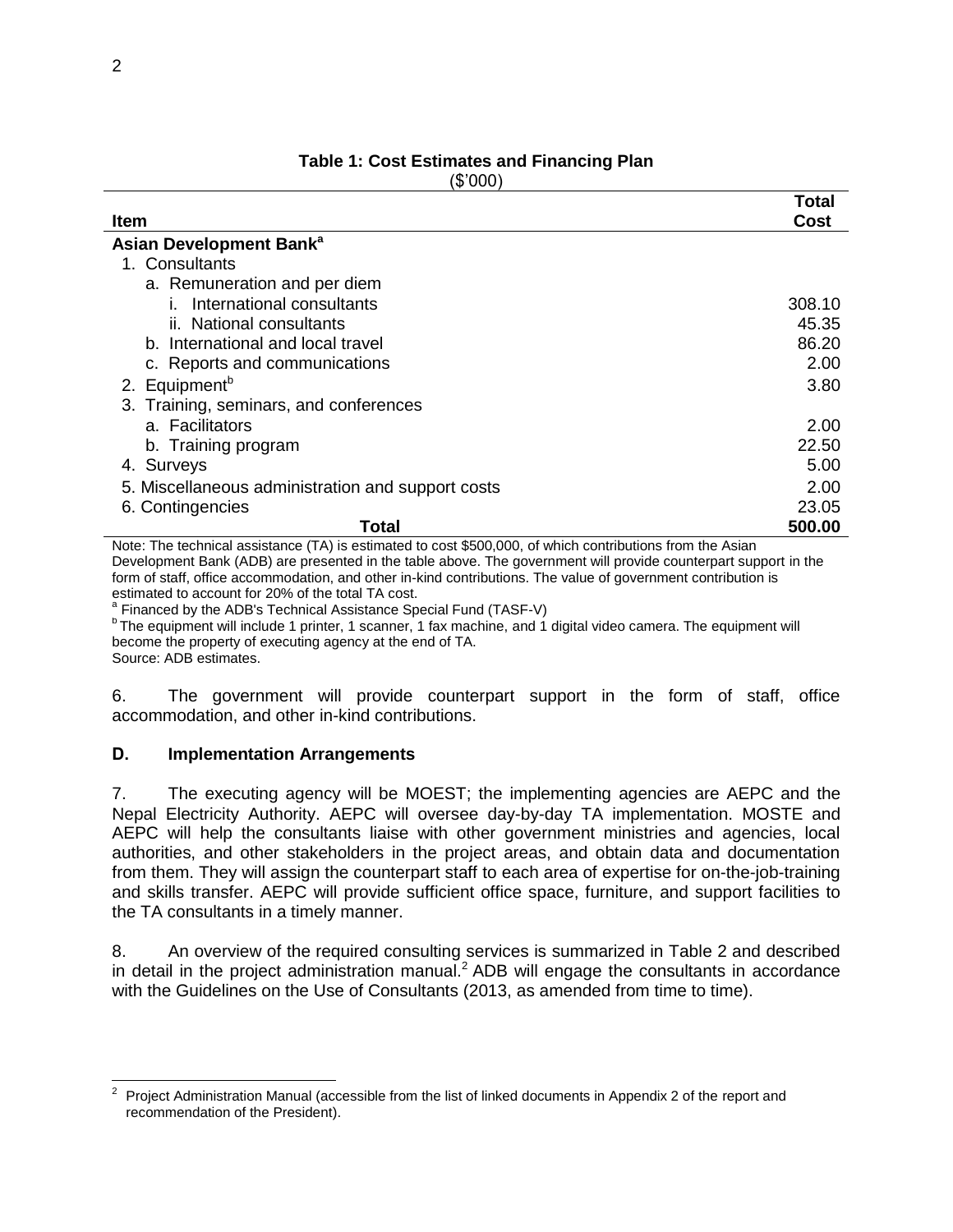**Table 1: Cost Estimates and Financing Plan**
($'000)

| Item | Total Cost |
|---|---|
| **Asian Development Bank[a]** | |
| 1. Consultants | |
| a. Remuneration and per diem | |
| i. International consultants | 308.10 |
| ii. National consultants | 45.35 |
| b. International and local travel | 86.20 |
| c. Reports and communications | 2.00 |
| 2. Equipment[b] | 3.80 |
| 3. Training, seminars, and conferences | |
| a. Facilitators | 2.00 |
| b. Training program | 22.50 |
| 4. Surveys | 5.00 |
| 5. Miscellaneous administration and support costs | 2.00 |
| 6. Contingencies | 23.05 |
| **Total** | **500.00** |

Note: The technical assistance (TA) is estimated to cost $500,000, of which contributions from the Asian Development Bank (ADB) are presented in the table above. The government will provide counterpart support in the form of staff, office accommodation, and other in-kind contributions. The value of government contribution is estimated to account for 20% of the total TA cost.
[a] Financed by the ADB's Technical Assistance Special Fund (TASF-V)
[b] The equipment will include 1 printer, 1 scanner, 1 fax machine, and 1 digital video camera. The equipment will become the property of executing agency at the end of TA.
Source: ADB estimates.

6. The government will provide counterpart support in the form of staff, office accommodation, and other in-kind contributions.

### D. Implementation Arrangements

7. The executing agency will be MOEST; the implementing agencies are AEPC and the Nepal Electricity Authority. AEPC will oversee day-by-day TA implementation. MOSTE and AEPC will help the consultants liaise with other government ministries and agencies, local authorities, and other stakeholders in the project areas, and obtain data and documentation from them. They will assign the counterpart staff to each area of expertise for on-the-job-training and skills transfer. AEPC will provide sufficient office space, furniture, and support facilities to the TA consultants in a timely manner.

8. An overview of the required consulting services is summarized in Table 2 and described in detail in the project administration manual.[2] ADB will engage the consultants in accordance with the Guidelines on the Use of Consultants (2013, as amended from time to time).

[2] Project Administration Manual (accessible from the list of linked documents in Appendix 2 of the report and recommendation of the President).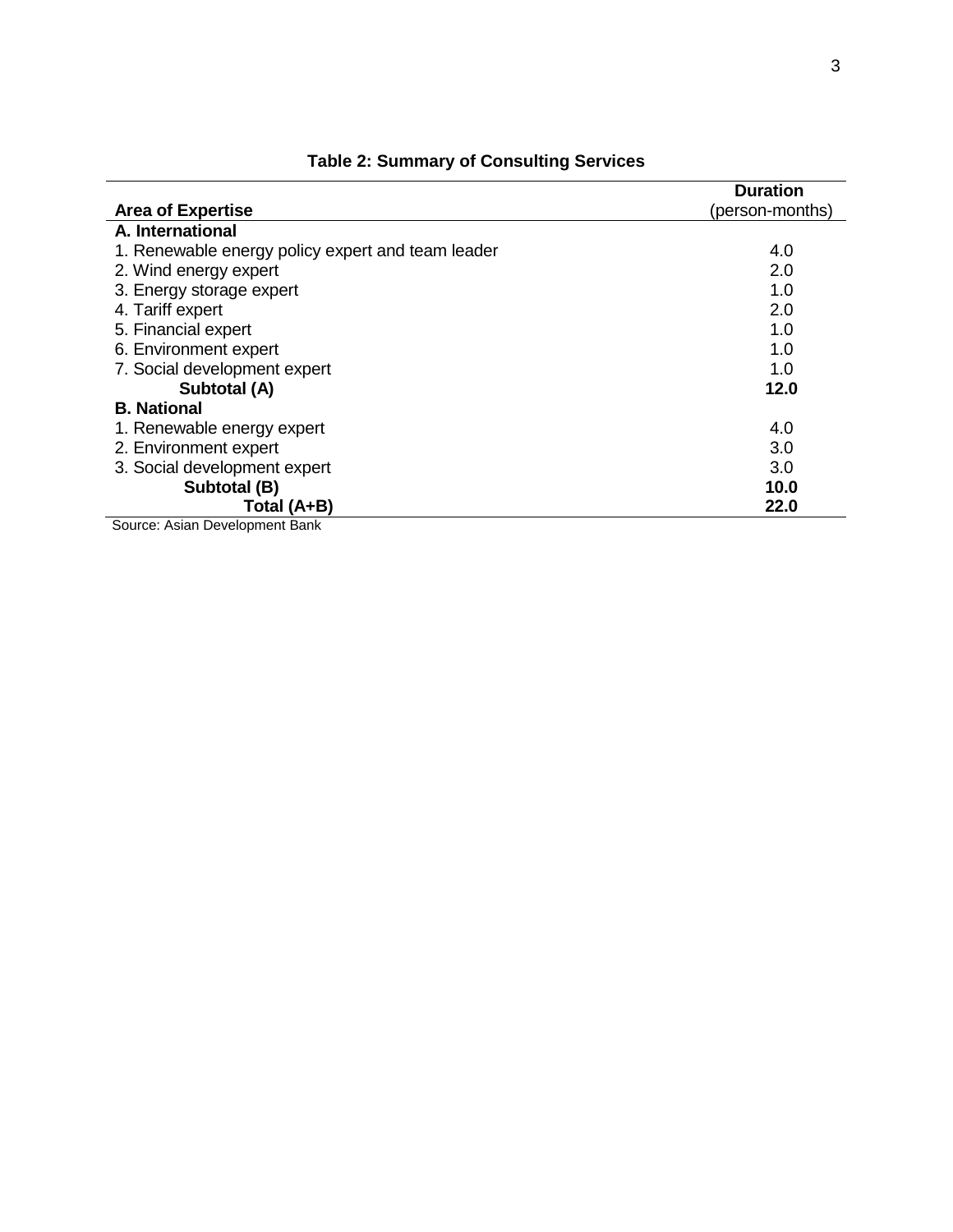**Table 2: Summary of Consulting Services**

| Area of Expertise | Duration (person-months) |
|---|---|
| **A. International** | |
| 1. Renewable energy policy expert and team leader | 4.0 |
| 2. Wind energy expert | 2.0 |
| 3. Energy storage expert | 1.0 |
| 4. Tariff expert | 2.0 |
| 5. Financial expert | 1.0 |
| 6. Environment expert | 1.0 |
| 7. Social development expert | 1.0 |
| **Subtotal (A)** | **12.0** |
| **B. National** | |
| 1. Renewable energy expert | 4.0 |
| 2. Environment expert | 3.0 |
| 3. Social development expert | 3.0 |
| **Subtotal (B)** | **10.0** |
| **Total (A+B)** | **22.0** |

Source: Asian Development Bank